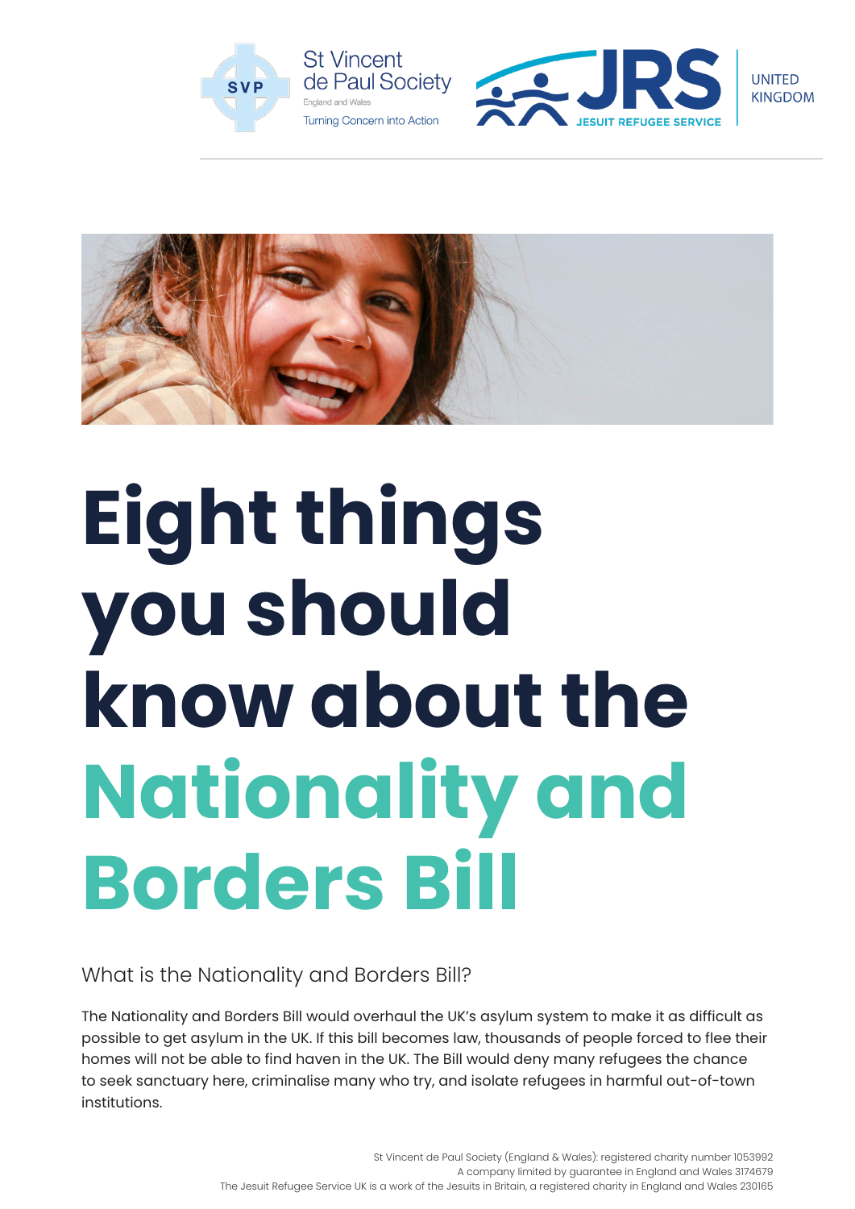St Vincent de Paul Society
England and Wales
Turning Concern into Action

JRS JESUIT REFUGEE SERVICE UNITED KINGDOM

# Eight things you should know about the Nationality and Borders Bill

## What is the Nationality and Borders Bill?

The Nationality and Borders Bill would overhaul the UK's asylum system to make it as difficult as possible to get asylum in the UK. If this bill becomes law, thousands of people forced to flee their homes will not be able to find haven in the UK. The Bill would deny many refugees the chance to seek sanctuary here, criminalise many who try, and isolate refugees in harmful out-of-town institutions.

St Vincent de Paul Society (England & Wales): registered charity number 1053992
A company limited by guarantee in England and Wales 3174679
The Jesuit Refugee Service UK is a work of the Jesuits in Britain, a registered charity in England and Wales 230165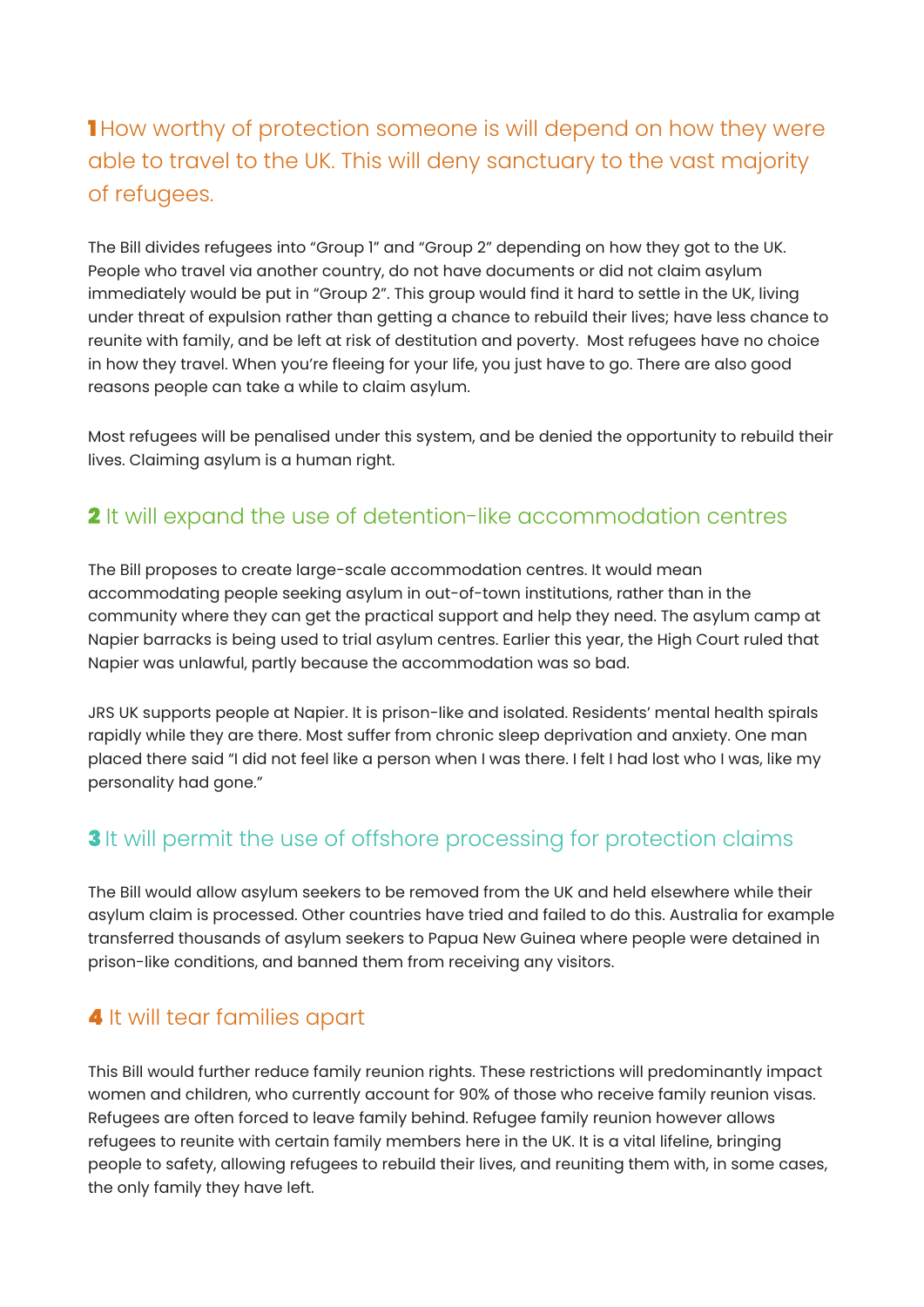## **1** How worthy of protection someone is will depend on how they were able to travel to the UK. This will deny sanctuary to the vast majority of refugees.

The Bill divides refugees into "Group 1" and "Group 2" depending on how they got to the UK. People who travel via another country, do not have documents or did not claim asylum immediately would be put in "Group 2". This group would find it hard to settle in the UK, living under threat of expulsion rather than getting a chance to rebuild their lives; have less chance to reunite with family, and be left at risk of destitution and poverty. Most refugees have no choice in how they travel. When you're fleeing for your life, you just have to go. There are also good reasons people can take a while to claim asylum.

Most refugees will be penalised under this system, and be denied the opportunity to rebuild their lives. Claiming asylum is a human right.

## **2** It will expand the use of detention-like accommodation centres

The Bill proposes to create large-scale accommodation centres. It would mean accommodating people seeking asylum in out-of-town institutions, rather than in the community where they can get the practical support and help they need. The asylum camp at Napier barracks is being used to trial asylum centres. Earlier this year, the High Court ruled that Napier was unlawful, partly because the accommodation was so bad.

JRS UK supports people at Napier. It is prison-like and isolated. Residents' mental health spirals rapidly while they are there. Most suffer from chronic sleep deprivation and anxiety. One man placed there said "I did not feel like a person when I was there. I felt I had lost who I was, like my personality had gone."

## **3** It will permit the use of offshore processing for protection claims

The Bill would allow asylum seekers to be removed from the UK and held elsewhere while their asylum claim is processed. Other countries have tried and failed to do this. Australia for example transferred thousands of asylum seekers to Papua New Guinea where people were detained in prison-like conditions, and banned them from receiving any visitors.

## **4** It will tear families apart

This Bill would further reduce family reunion rights. These restrictions will predominantly impact women and children, who currently account for 90% of those who receive family reunion visas. Refugees are often forced to leave family behind. Refugee family reunion however allows refugees to reunite with certain family members here in the UK. It is a vital lifeline, bringing people to safety, allowing refugees to rebuild their lives, and reuniting them with, in some cases, the only family they have left.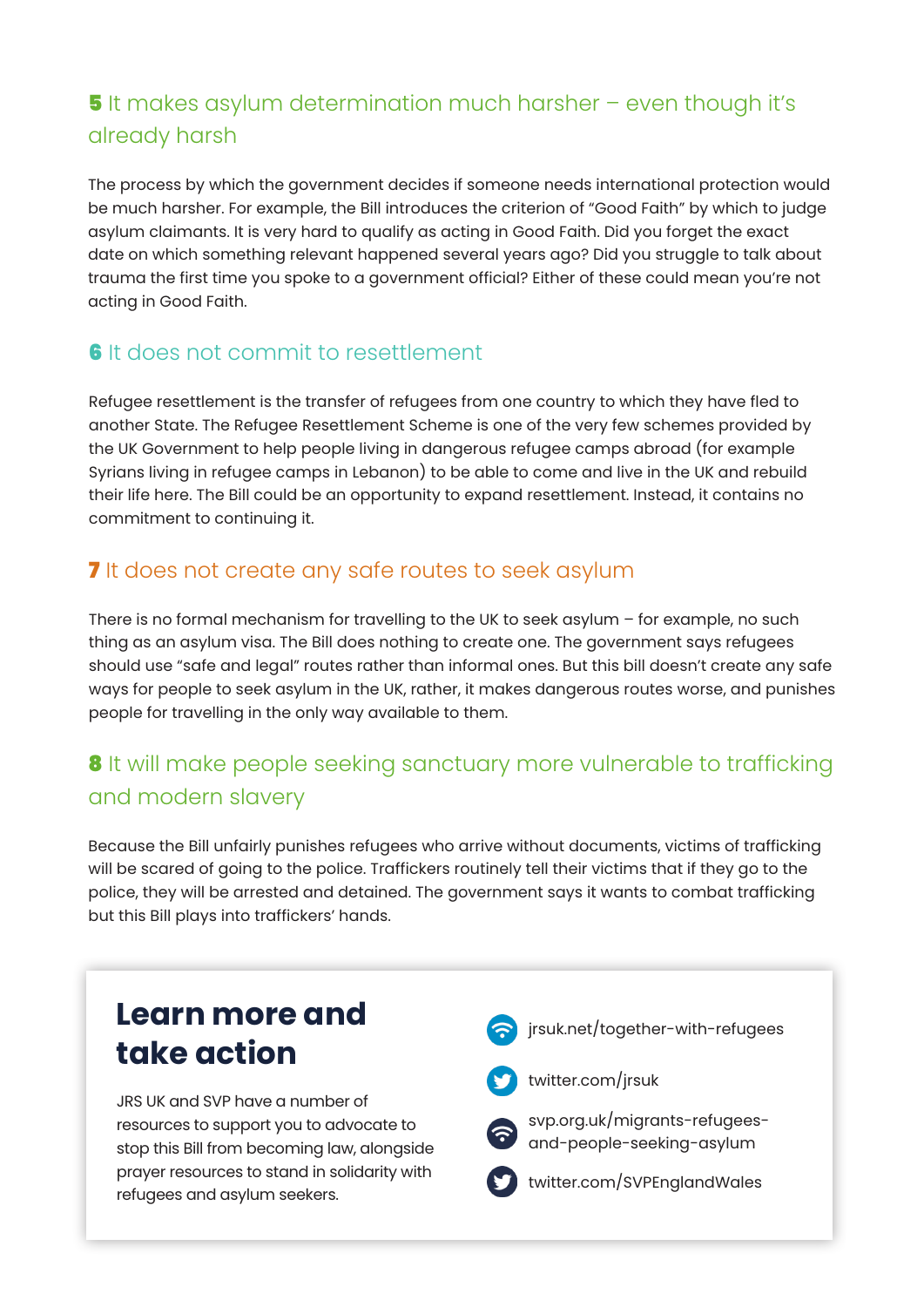## **5** It makes asylum determination much harsher – even though it's already harsh

The process by which the government decides if someone needs international protection would be much harsher. For example, the Bill introduces the criterion of "Good Faith" by which to judge asylum claimants. It is very hard to qualify as acting in Good Faith. Did you forget the exact date on which something relevant happened several years ago? Did you struggle to talk about trauma the first time you spoke to a government official? Either of these could mean you're not acting in Good Faith.

## **6** It does not commit to resettlement

Refugee resettlement is the transfer of refugees from one country to which they have fled to another State. The Refugee Resettlement Scheme is one of the very few schemes provided by the UK Government to help people living in dangerous refugee camps abroad (for example Syrians living in refugee camps in Lebanon) to be able to come and live in the UK and rebuild their life here. The Bill could be an opportunity to expand resettlement. Instead, it contains no commitment to continuing it.

## **7** It does not create any safe routes to seek asylum

There is no formal mechanism for travelling to the UK to seek asylum – for example, no such thing as an asylum visa. The Bill does nothing to create one. The government says refugees should use "safe and legal" routes rather than informal ones. But this bill doesn't create any safe ways for people to seek asylum in the UK, rather, it makes dangerous routes worse, and punishes people for travelling in the only way available to them.

## **8** It will make people seeking sanctuary more vulnerable to trafficking and modern slavery

Because the Bill unfairly punishes refugees who arrive without documents, victims of trafficking will be scared of going to the police. Traffickers routinely tell their victims that if they go to the police, they will be arrested and detained. The government says it wants to combat trafficking but this Bill plays into traffickers' hands.

## Learn more and take action

JRS UK and SVP have a number of resources to support you to advocate to stop this Bill from becoming law, alongside prayer resources to stand in solidarity with refugees and asylum seekers.

- jrsuk.net/together-with-refugees
- twitter.com/jrsuk
- svp.org.uk/migrants-refugees-and-people-seeking-asylum
- twitter.com/SVPEnglandWales